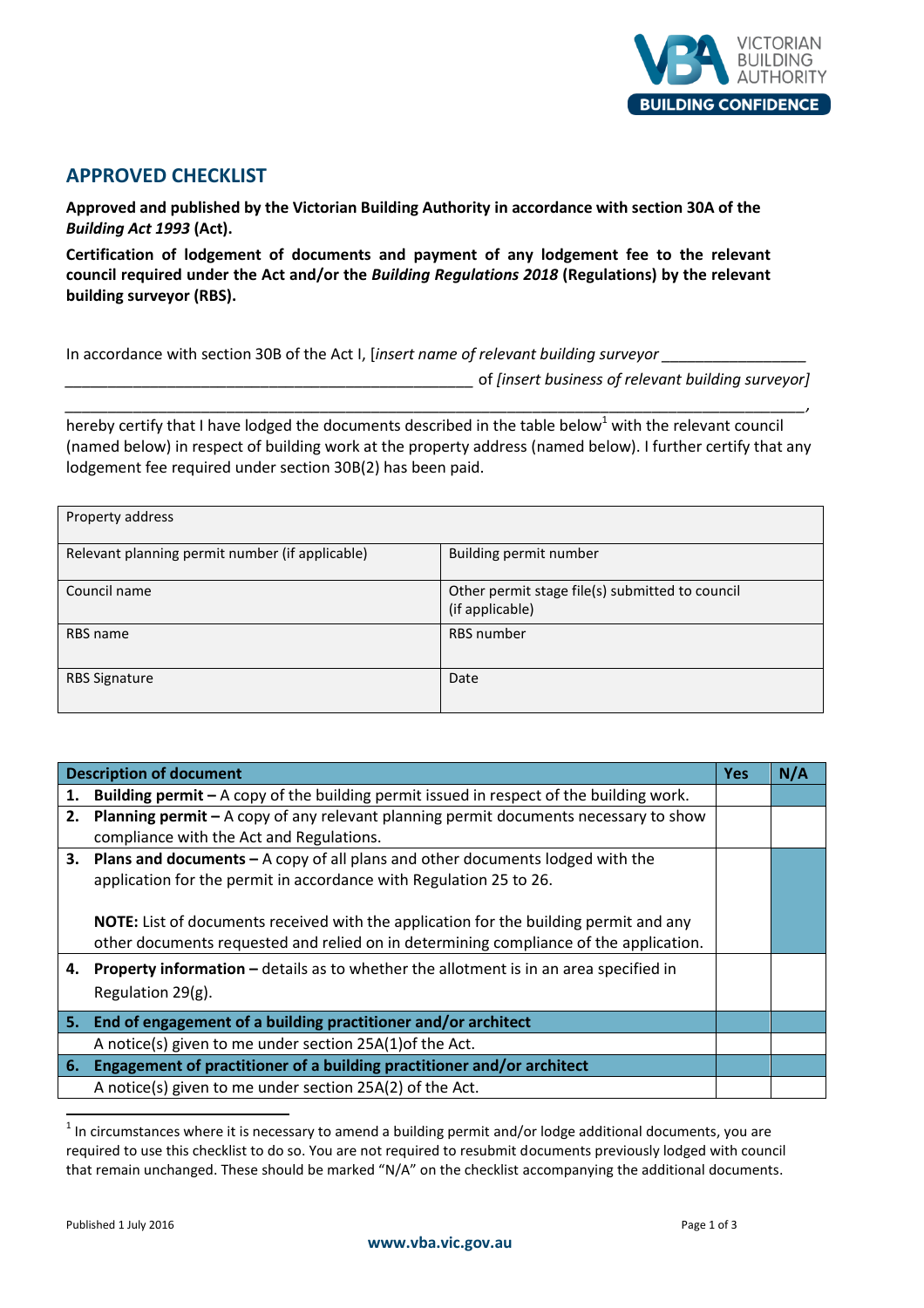## APPROVED CHECKLIST

**Approved and published by the Victorian Building Authority in accordance with section 30A of the *Building Act 1993* (Act).**

**Certification of lodgement of documents and payment of any lodgement fee to the relevant council required under the Act and/or the *Building Regulations 2018* (Regulations) by the relevant building surveyor (RBS).**

In accordance with section 30B of the Act I, [*insert name of relevant building surveyor* \_\_\_\_\_\_\_\_\_\_\_\_\_\_\_\_\_\_\_\_\_\_\_\_\_\_\_\_\_\_\_\_\_\_\_\_\_\_\_\_\_\_\_\_\_\_\_\_\_\_\_\_\_\_\_\_\_\_\_\_\_\_ of [*insert business of relevant building surveyor*] \_\_\_\_\_\_\_\_\_\_\_\_\_\_\_\_\_\_\_\_\_\_\_\_\_\_\_\_\_\_\_\_\_\_\_\_\_\_\_\_\_\_\_\_\_\_\_\_\_\_\_\_\_\_\_\_\_\_\_\_\_\_\_\_\_\_\_\_\_\_\_\_\_\_\_\_\_\_\_\_\_\_\_\_\_\_\_\_\_\_\_\_\_\_\_\_\_,

hereby certify that I have lodged the documents described in the table below[1] with the relevant council (named below) in respect of building work at the property address (named below). I further certify that any lodgement fee required under section 30B(2) has been paid.

| Property address | |
|---|---|
| Relevant planning permit number (if applicable) | Building permit number |
| Council name | Other permit stage file(s) submitted to council (if applicable) |
| RBS name | RBS number |
| RBS Signature | Date |

| **Description of document** | **Yes** | **N/A** |
|---|---|---|
| **1. Building permit –** A copy of the building permit issued in respect of the building work. | | |
| **2. Planning permit –** A copy of any relevant planning permit documents necessary to show compliance with the Act and Regulations. | | |
| **3. Plans and documents –** A copy of all plans and other documents lodged with the application for the permit in accordance with Regulation 25 to 26.<br><br>**NOTE:** List of documents received with the application for the building permit and any other documents requested and relied on in determining compliance of the application. | | |
| **4. Property information –** details as to whether the allotment is in an area specified in Regulation 29(g). | | |
| **5. End of engagement of a building practitioner and/or architect** | | |
| A notice(s) given to me under section 25A(1)of the Act. | | |
| **6. Engagement of practitioner of a building practitioner and/or architect** | | |
| A notice(s) given to me under section 25A(2) of the Act. | | |

[1] In circumstances where it is necessary to amend a building permit and/or lodge additional documents, you are required to use this checklist to do so. You are not required to resubmit documents previously lodged with council that remain unchanged. These should be marked "N/A" on the checklist accompanying the additional documents.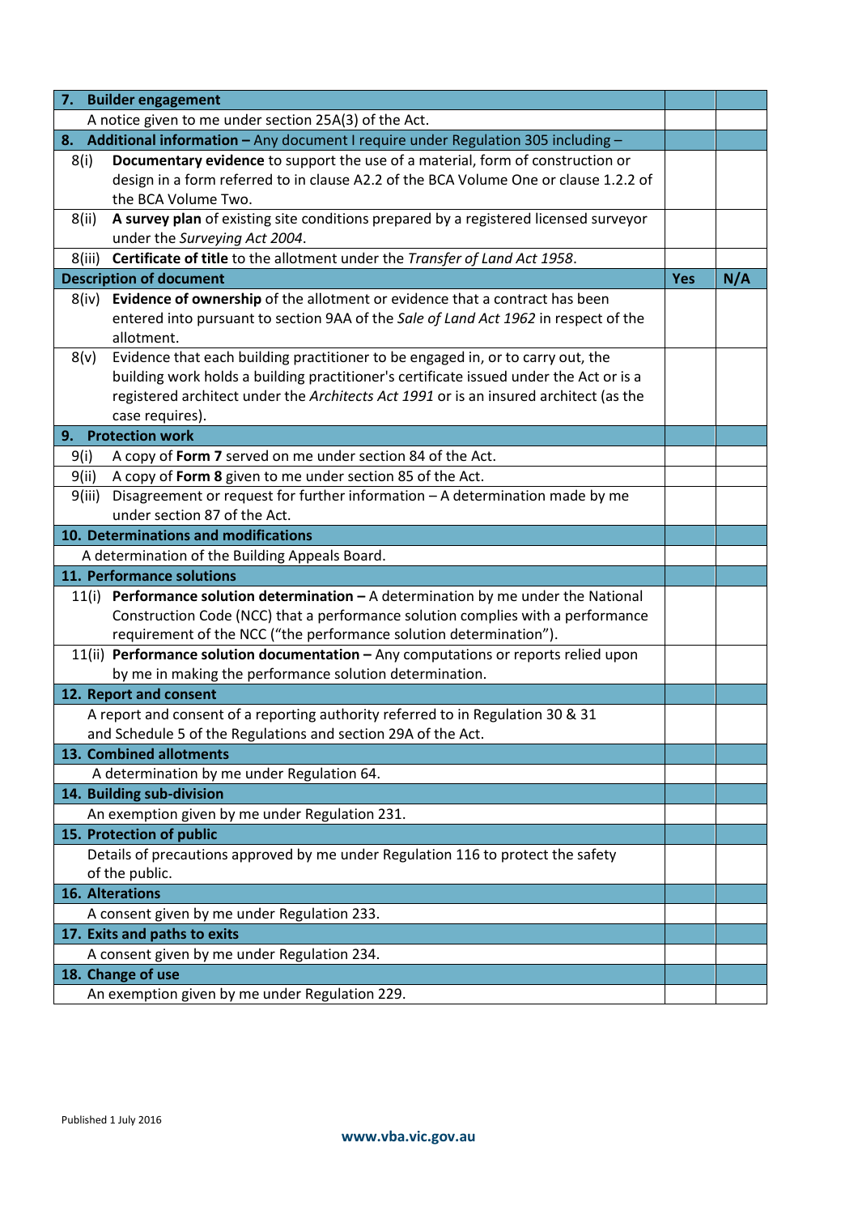| 7. **Builder engagement** | | |
|---|---|---|
| A notice given to me under section 25A(3) of the Act. | | |
| 8. **Additional information –** Any document I require under Regulation 305 including – | | |
| 8(i) **Documentary evidence** to support the use of a material, form of construction or design in a form referred to in clause A2.2 of the BCA Volume One or clause 1.2.2 of the BCA Volume Two. | | |
| 8(ii) **A survey plan** of existing site conditions prepared by a registered licensed surveyor under the *Surveying Act 2004*. | | |
| 8(iii) **Certificate of title** to the allotment under the *Transfer of Land Act 1958*. | | |
| **Description of document** | **Yes** | **N/A** |
| 8(iv) **Evidence of ownership** of the allotment or evidence that a contract has been entered into pursuant to section 9AA of the *Sale of Land Act 1962* in respect of the allotment. | | |
| 8(v) Evidence that each building practitioner to be engaged in, or to carry out, the building work holds a building practitioner's certificate issued under the Act or is a registered architect under the *Architects Act 1991* or is an insured architect (as the case requires). | | |
| 9. **Protection work** | | |
| 9(i) A copy of **Form 7** served on me under section 84 of the Act. | | |
| 9(ii) A copy of **Form 8** given to me under section 85 of the Act. | | |
| 9(iii) Disagreement or request for further information – A determination made by me under section 87 of the Act. | | |
| 10. **Determinations and modifications** | | |
| A determination of the Building Appeals Board. | | |
| 11. **Performance solutions** | | |
| 11(i) **Performance solution determination –** A determination by me under the National Construction Code (NCC) that a performance solution complies with a performance requirement of the NCC ("the performance solution determination"). | | |
| 11(ii) **Performance solution documentation –** Any computations or reports relied upon by me in making the performance solution determination. | | |
| 12. **Report and consent** | | |
| A report and consent of a reporting authority referred to in Regulation 30 & 31 and Schedule 5 of the Regulations and section 29A of the Act. | | |
| 13. **Combined allotments** | | |
| A determination by me under Regulation 64. | | |
| 14. **Building sub-division** | | |
| An exemption given by me under Regulation 231. | | |
| 15. **Protection of public** | | |
| Details of precautions approved by me under Regulation 116 to protect the safety of the public. | | |
| 16. **Alterations** | | |
| A consent given by me under Regulation 233. | | |
| 17. **Exits and paths to exits** | | |
| A consent given by me under Regulation 234. | | |
| 18. **Change of use** | | |
| An exemption given by me under Regulation 229. | | |

Published 1 July 2016

www.vba.vic.gov.au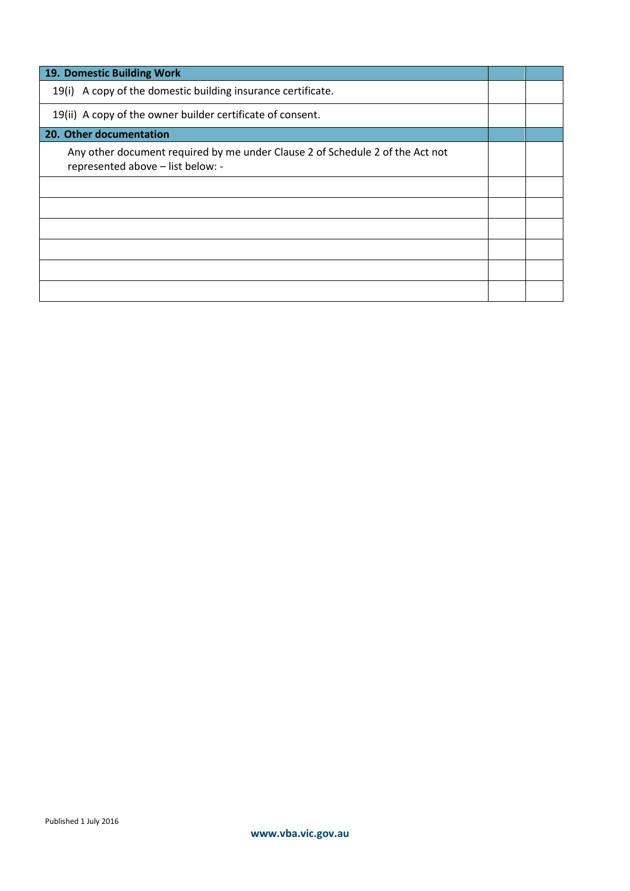| 19. Domestic Building Work | | |
|---|---|---|
| 19(i) A copy of the domestic building insurance certificate. | | |
| 19(ii) A copy of the owner builder certificate of consent. | | |
| **20. Other documentation** | | |
| Any other document required by me under Clause 2 of Schedule 2 of the Act not represented above – list below: - | | |
| | | |
| | | |
| | | |
| | | |
| | | |
| | | |

Published 1 July 2016

www.vba.vic.gov.au